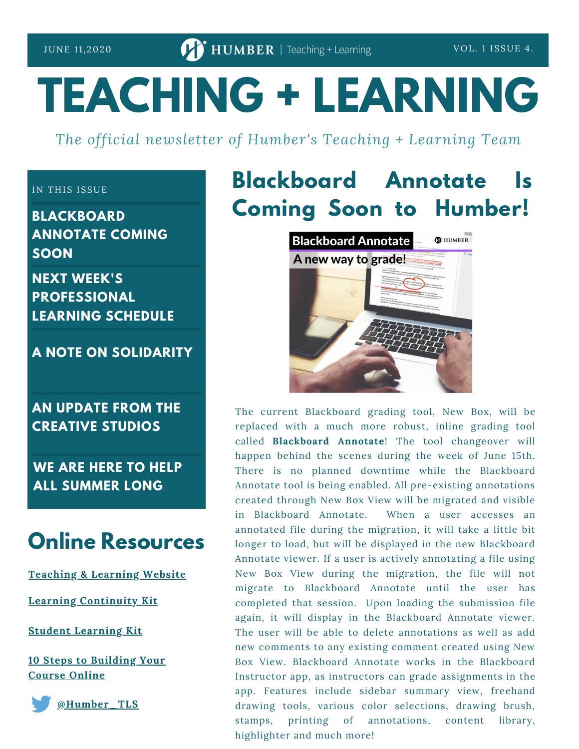JUNE 11,2020 | HUMBER | Teaching + Learning | VOL. 1 ISSUE 4.

# TEACHING + LEARNING

*The official newsletter of Humber's Teaching + Learning Team*

IN THIS ISSUE

- **BLACKBOARD ANNOTATE COMING SOON**
- **NEXT WEEK'S PROFESSIONAL LEARNING SCHEDULE**
- **A NOTE ON SOLIDARITY**
- **AN UPDATE FROM THE CREATIVE STUDIOS**
- **WE ARE HERE TO HELP ALL SUMMER LONG**

## Online Resources

[Teaching & Learning Website]

[Learning Continuity Kit]

[Student Learning Kit]

[10 Steps to Building Your Course Online]

[@Humber_TLS]

## Blackboard Annotate Is Coming Soon to Humber!

The current Blackboard grading tool, New Box, will be replaced with a much more robust, inline grading tool called **Blackboard Annotate**! The tool changeover will happen behind the scenes during the week of June 15th. There is no planned downtime while the Blackboard Annotate tool is being enabled. All pre-existing annotations created through New Box View will be migrated and visible in Blackboard Annotate. When a user accesses an annotated file during the migration, it will take a little bit longer to load, but will be displayed in the new Blackboard Annotate viewer. If a user is actively annotating a file using New Box View during the migration, the file will not migrate to Blackboard Annotate until the user has completed that session. Upon loading the submission file again, it will display in the Blackboard Annotate viewer. The user will be able to delete annotations as well as add new comments to any existing comment created using New Box View. Blackboard Annotate works in the Blackboard Instructor app, as instructors can grade assignments in the app. Features include sidebar summary view, freehand drawing tools, various color selections, drawing brush, stamps, printing of annotations, content library, highlighter and much more!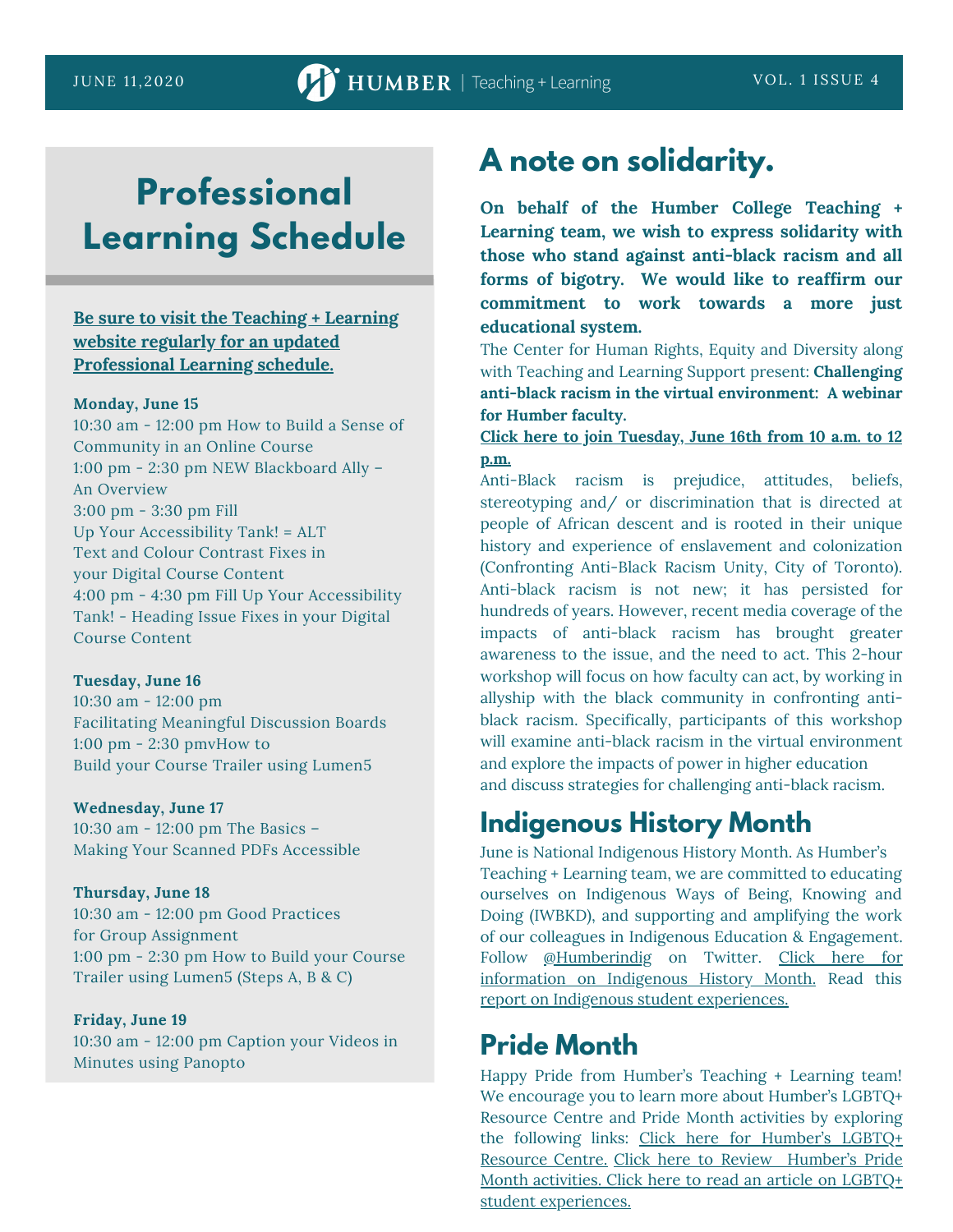# Professional Learning Schedule

**Be sure to visit the Teaching + Learning website regularly for an updated Professional Learning schedule.**

**Monday, June 15**
10:30 am - 12:00 pm How to Build a Sense of Community in an Online Course
1:00 pm - 2:30 pm NEW Blackboard Ally – An Overview
3:00 pm - 3:30 pm Fill Up Your Accessibility Tank! = ALT Text and Colour Contrast Fixes in your Digital Course Content
4:00 pm - 4:30 pm Fill Up Your Accessibility Tank! - Heading Issue Fixes in your Digital Course Content

**Tuesday, June 16**
10:30 am - 12:00 pm Facilitating Meaningful Discussion Boards
1:00 pm - 2:30 pmvHow to Build your Course Trailer using Lumen5

**Wednesday, June 17**
10:30 am - 12:00 pm The Basics – Making Your Scanned PDFs Accessible

**Thursday, June 18**
10:30 am - 12:00 pm Good Practices for Group Assignment
1:00 pm - 2:30 pm How to Build your Course Trailer using Lumen5 (Steps A, B & C)

**Friday, June 19**
10:30 am - 12:00 pm Caption your Videos in Minutes using Panopto

# A note on solidarity.

**On behalf of the Humber College Teaching + Learning team, we wish to express solidarity with those who stand against anti-black racism and all forms of bigotry. We would like to reaffirm our commitment to work towards a more just educational system.**

The Center for Human Rights, Equity and Diversity along with Teaching and Learning Support present: **Challenging anti-black racism in the virtual environment: A webinar for Humber faculty.**

**Click here to join Tuesday, June 16th from 10 a.m. to 12 p.m.**

Anti-Black racism is prejudice, attitudes, beliefs, stereotyping and/ or discrimination that is directed at people of African descent and is rooted in their unique history and experience of enslavement and colonization (Confronting Anti-Black Racism Unity, City of Toronto). Anti-black racism is not new; it has persisted for hundreds of years. However, recent media coverage of the impacts of anti-black racism has brought greater awareness to the issue, and the need to act. This 2-hour workshop will focus on how faculty can act, by working in allyship with the black community in confronting anti-black racism. Specifically, participants of this workshop will examine anti-black racism in the virtual environment and explore the impacts of power in higher education and discuss strategies for challenging anti-black racism.

## Indigenous History Month

June is National Indigenous History Month. As Humber's Teaching + Learning team, we are committed to educating ourselves on Indigenous Ways of Being, Knowing and Doing (IWBKD), and supporting and amplifying the work of our colleagues in Indigenous Education & Engagement. Follow @Humberindig on Twitter. Click here for information on Indigenous History Month. Read this report on Indigenous student experiences.

## Pride Month

Happy Pride from Humber's Teaching + Learning team! We encourage you to learn more about Humber's LGBTQ+ Resource Centre and Pride Month activities by exploring the following links: Click here for Humber's LGBTQ+ Resource Centre. Click here to Review Humber's Pride Month activities. Click here to read an article on LGBTQ+ student experiences.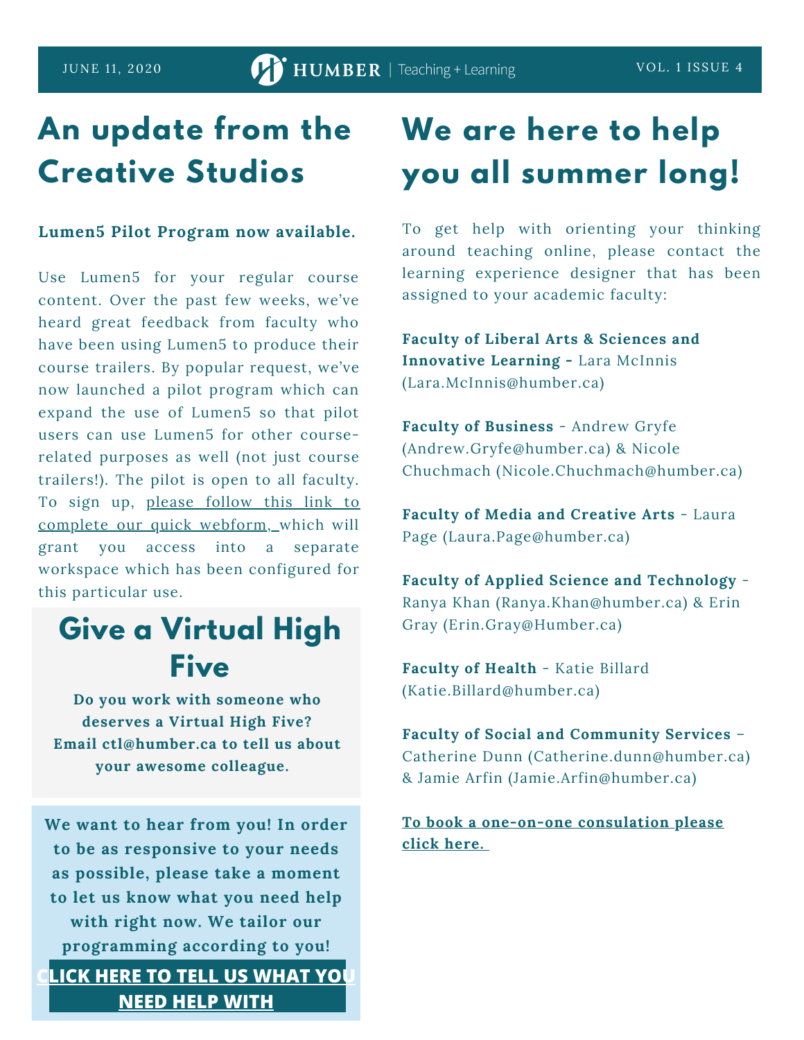# An update from the Creative Studios

**Lumen5 Pilot Program now available.**

Use Lumen5 for your regular course content. Over the past few weeks, we've heard great feedback from faculty who have been using Lumen5 to produce their course trailers. By popular request, we've now launched a pilot program which can expand the use of Lumen5 so that pilot users can use Lumen5 for other course-related purposes as well (not just course trailers!). The pilot is open to all faculty. To sign up, please follow this link to complete our quick webform, which will grant you access into a separate workspace which has been configured for this particular use.

## Give a Virtual High Five

**Do you work with someone who deserves a Virtual High Five? Email ctl@humber.ca to tell us about your awesome colleague.**

**We want to hear from you! In order to be as responsive to your needs as possible, please take a moment to let us know what you need help with right now. We tailor our programming according to you!**

**CLICK HERE TO TELL US WHAT YOU NEED HELP WITH**

# We are here to help you all summer long!

To get help with orienting your thinking around teaching online, please contact the learning experience designer that has been assigned to your academic faculty:

**Faculty of Liberal Arts & Sciences and Innovative Learning -** Lara McInnis (Lara.McInnis@humber.ca)

**Faculty of Business** - Andrew Gryfe (Andrew.Gryfe@humber.ca) & Nicole Chuchmach (Nicole.Chuchmach@humber.ca)

**Faculty of Media and Creative Arts** - Laura Page (Laura.Page@humber.ca)

**Faculty of Applied Science and Technology** - Ranya Khan (Ranya.Khan@humber.ca) & Erin Gray (Erin.Gray@Humber.ca)

**Faculty of Health** - Katie Billard (Katie.Billard@humber.ca)

**Faculty of Social and Community Services** – Catherine Dunn (Catherine.dunn@humber.ca) & Jamie Arfin (Jamie.Arfin@humber.ca)

**To book a one-on-one consulation please click here.**